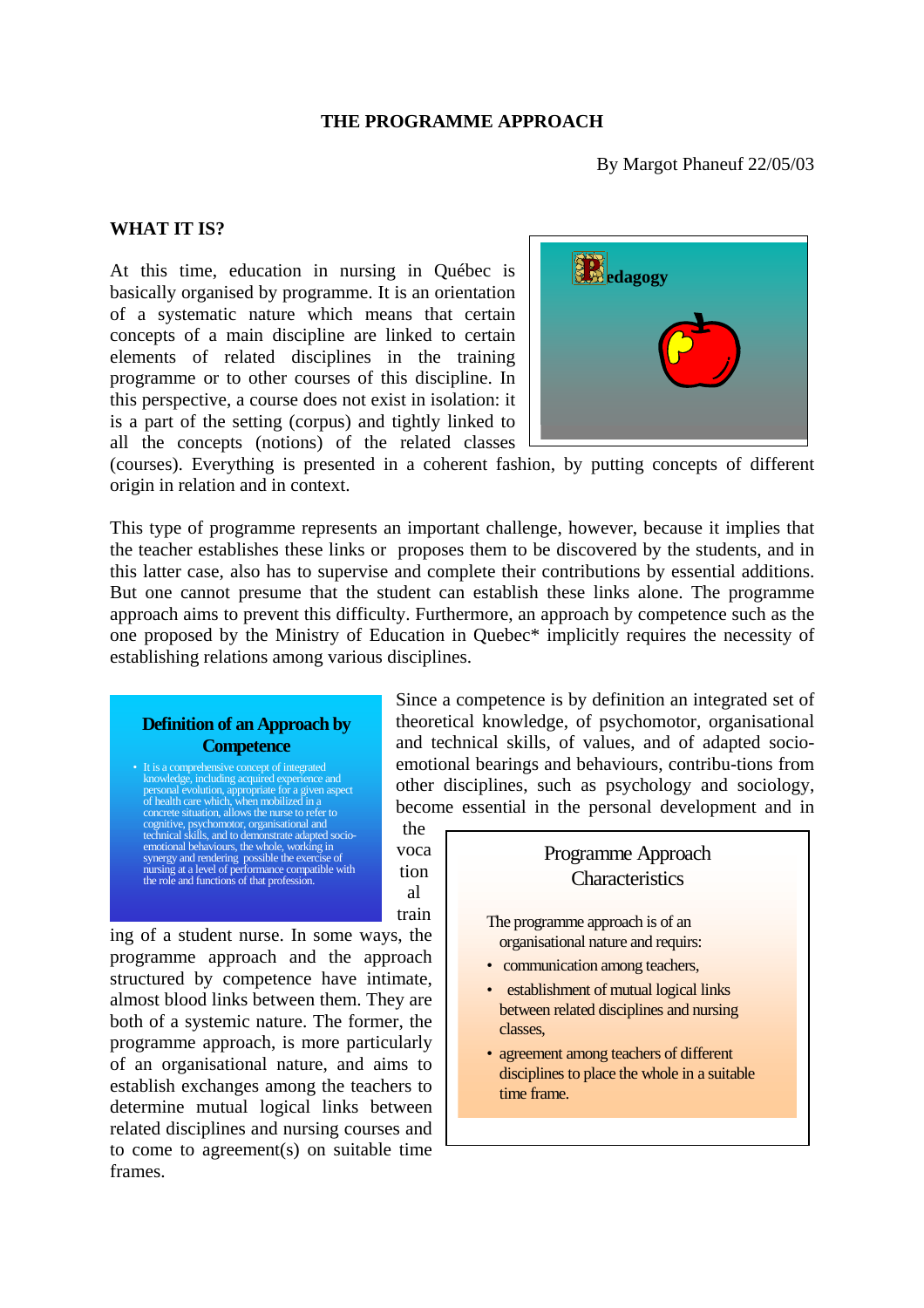# THE PROGRAMME APPROACH

By Margot Phaneuf 22/05/03

## WHAT IT IS?

At this time, education in nursing in Québec is basically organised by programme. It is an orientation of a systematic nature which means that certain concepts of a main discipline are linked to certain elements of related disciplines in the training programme or to other courses of this discipline. In this perspective, a course does not exist in isolation: it is a part of the setting (corpus) and tightly linked to all the concepts (notions) of the related classes (courses). Everything is presented in a coherent fashion, by putting concepts of different origin in relation and in context.

Pedagogy

This type of programme represents an important challenge, however, because it implies that the teacher establishes these links or proposes them to be discovered by the students, and in this latter case, also has to supervise and complete their contributions by essential additions. But one cannot presume that the student can establish these links alone. The programme approach aims to prevent this difficulty. Furthermore, an approach by competence such as the one proposed by the Ministry of Education in Quebec* implicitly requires the necessity of establishing relations among various disciplines.

**Definition of an Approach by Competence**

- It is a comprehensive concept of integrated knowledge, including acquired experience and personal evolution, appropriate for a given aspect of health care which, when mobilized in a concrete situation, allows the nurse to refer to cognitive, psychomotor, organisational and technical skills, and to demonstrate adapted socio-emotional behaviours, the whole, working in synergy and rendering possible the exercise of nursing at a level of performance compatible with the role and functions of that profession.

Since a competence is by definition an integrated set of theoretical knowledge, of psychomotor, organisational and technical skills, of values, and of adapted socio-emotional bearings and behaviours, contribu-tions from other disciplines, such as psychology and sociology, become essential in the personal development and in the vocational training of a student nurse. In some ways, the programme approach and the approach structured by competence have intimate, almost blood links between them. They are both of a systemic nature. The former, the programme approach, is more particularly of an organisational nature, and aims to establish exchanges among the teachers to determine mutual logical links between related disciplines and nursing courses and to come to agreement(s) on suitable time frames.

**Programme Approach Characteristics**

The programme approach is of an organisational nature and requirs:

- communication among teachers,
- establishment of mutual logical links between related disciplines and nursing classes,
- agreement among teachers of different disciplines to place the whole in a suitable time frame.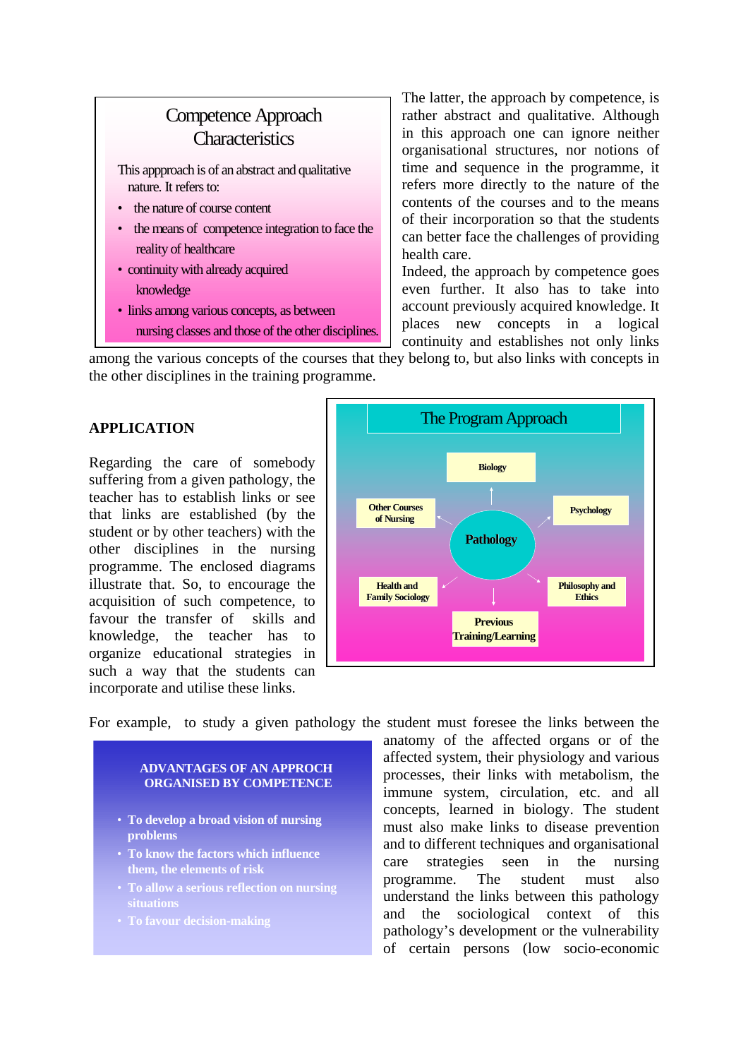**Competence Approach Characteristics**

This appproach is of an abstract and qualitative nature. It refers to:

- the nature of course content
- the means of competence integration to face the reality of healthcare
- continuity with already acquired knowledge
- links among various concepts, as between nursing classes and those of the other disciplines.

The latter, the approach by competence, is rather abstract and qualitative. Although in this approach one can ignore neither organisational structures, nor notions of time and sequence in the programme, it refers more directly to the nature of the contents of the courses and to the means of their incorporation so that the students can better face the challenges of providing health care.

Indeed, the approach by competence goes even further. It also has to take into account previously acquired knowledge. It places new concepts in a logical continuity and establishes not only links among the various concepts of the courses that they belong to, but also links with concepts in the other disciplines in the training programme.

## APPLICATION

Regarding the care of somebody suffering from a given pathology, the teacher has to establish links or see that links are established (by the student or by other teachers) with the other disciplines in the nursing programme. The enclosed diagrams illustrate that. So, to encourage the acquisition of such competence, to favour the transfer of skills and knowledge, the teacher has to organize educational strategies in such a way that the students can incorporate and utilise these links.

**The Program Approach**

- Pathology
  - Biology
  - Psychology
  - Philosophy and Ethics
  - Previous Training/Learning
  - Health and Family Sociology
  - Other Courses of Nursing

For example, to study a given pathology the student must foresee the links between the anatomy of the affected organs or of the affected system, their physiology and various processes, their links with metabolism, the immune system, circulation, etc. and all concepts, learned in biology. The student must also make links to disease prevention and to different techniques and organisational care strategies seen in the nursing programme. The student must also understand the links between this pathology and the sociological context of this pathology's development or the vulnerability of certain persons (low socio-economic

**ADVANTAGES OF AN APPROCH ORGANISED BY COMPETENCE**

- To develop a broad vision of nursing problems
- To know the factors which influence them, the elements of risk
- To allow a serious reflection on nursing situations
- To favour decision-making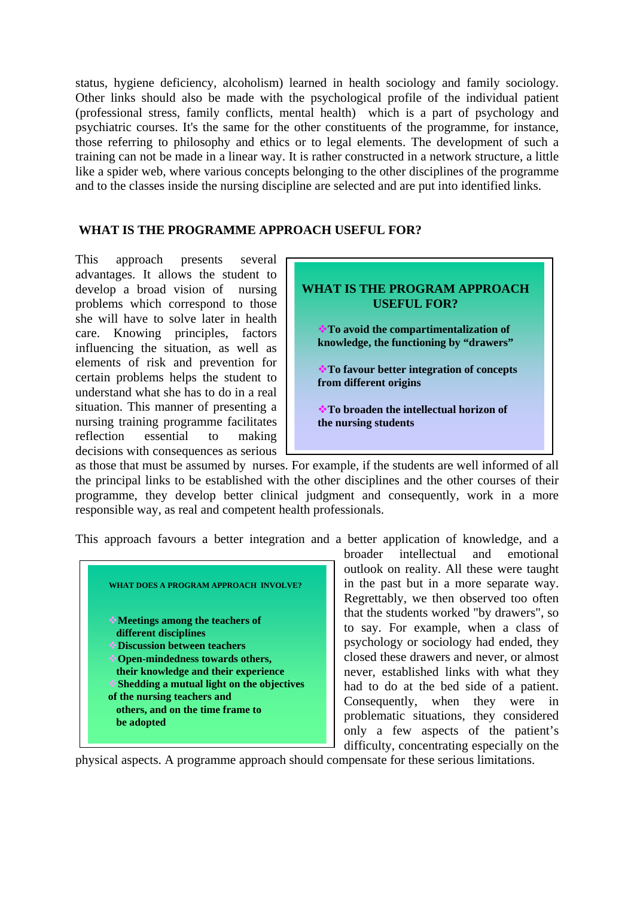status, hygiene deficiency, alcoholism) learned in health sociology and family sociology. Other links should also be made with the psychological profile of the individual patient (professional stress, family conflicts, mental health) which is a part of psychology and psychiatric courses. It's the same for the other constituents of the programme, for instance, those referring to philosophy and ethics or to legal elements. The development of such a training can not be made in a linear way. It is rather constructed in a network structure, a little like a spider web, where various concepts belonging to the other disciplines of the programme and to the classes inside the nursing discipline are selected and are put into identified links.

## WHAT IS THE PROGRAMME APPROACH USEFUL FOR?

This approach presents several advantages. It allows the student to develop a broad vision of nursing problems which correspond to those she will have to solve later in health care. Knowing principles, factors influencing the situation, as well as elements of risk and prevention for certain problems helps the student to understand what she has to do in a real situation. This manner of presenting a nursing training programme facilitates reflection essential to making decisions with consequences as serious as those that must be assumed by nurses. For example, if the students are well informed of all the principal links to be established with the other disciplines and the other courses of their programme, they develop better clinical judgment and consequently, work in a more responsible way, as real and competent health professionals.

> **WHAT IS THE PROGRAM APPROACH USEFUL FOR?**
>
> - **To avoid the compartimentalization of knowledge, the functioning by "drawers"**
> - **To favour better integration of concepts from different origins**
> - **To broaden the intellectual horizon of the nursing students**

This approach favours a better integration and a better application of knowledge, and a broader intellectual and emotional outlook on reality. All these were taught in the past but in a more separate way. Regrettably, we then observed too often that the students worked "by drawers", so to say. For example, when a class of psychology or sociology had ended, they closed these drawers and never, or almost never, established links with what they had to do at the bed side of a patient. Consequently, when they were in problematic situations, they considered only a few aspects of the patient's difficulty, concentrating especially on the physical aspects. A programme approach should compensate for these serious limitations.

> **WHAT DOES A PROGRAM APPROACH INVOLVE?**
>
> - **Meetings among the teachers of different disciplines**
> - **Discussion between teachers**
> - **Open-mindedness towards others, their knowledge and their experience**
> - **Shedding a mutual light on the objectives of the nursing teachers and others, and on the time frame to be adopted**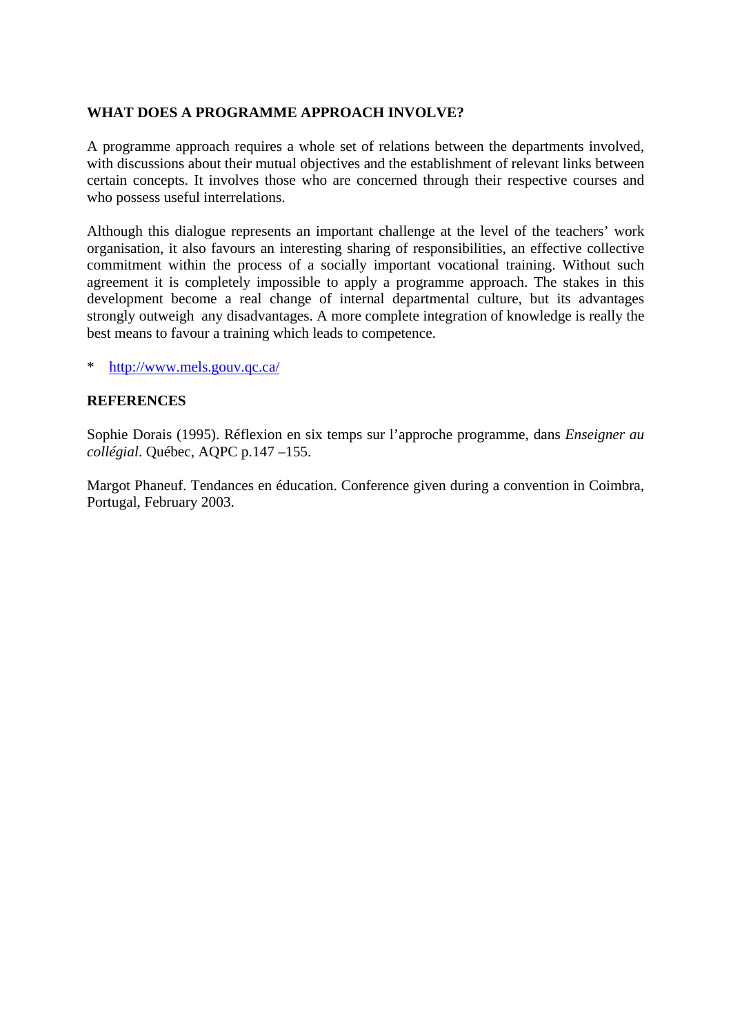## WHAT DOES A PROGRAMME APPROACH INVOLVE?

A programme approach requires a whole set of relations between the departments involved, with discussions about their mutual objectives and the establishment of relevant links between certain concepts. It involves those who are concerned through their respective courses and who possess useful interrelations.

Although this dialogue represents an important challenge at the level of the teachers' work organisation, it also favours an interesting sharing of responsibilities, an effective collective commitment within the process of a socially important vocational training. Without such agreement it is completely impossible to apply a programme approach. The stakes in this development become a real change of internal departmental culture, but its advantages strongly outweigh any disadvantages. A more complete integration of knowledge is really the best means to favour a training which leads to competence.

\* http://www.mels.gouv.qc.ca/

## REFERENCES

Sophie Dorais (1995). Réflexion en six temps sur l'approche programme, dans *Enseigner au collégial*. Québec, AQPC p.147 –155.

Margot Phaneuf. Tendances en éducation. Conference given during a convention in Coimbra, Portugal, February 2003.